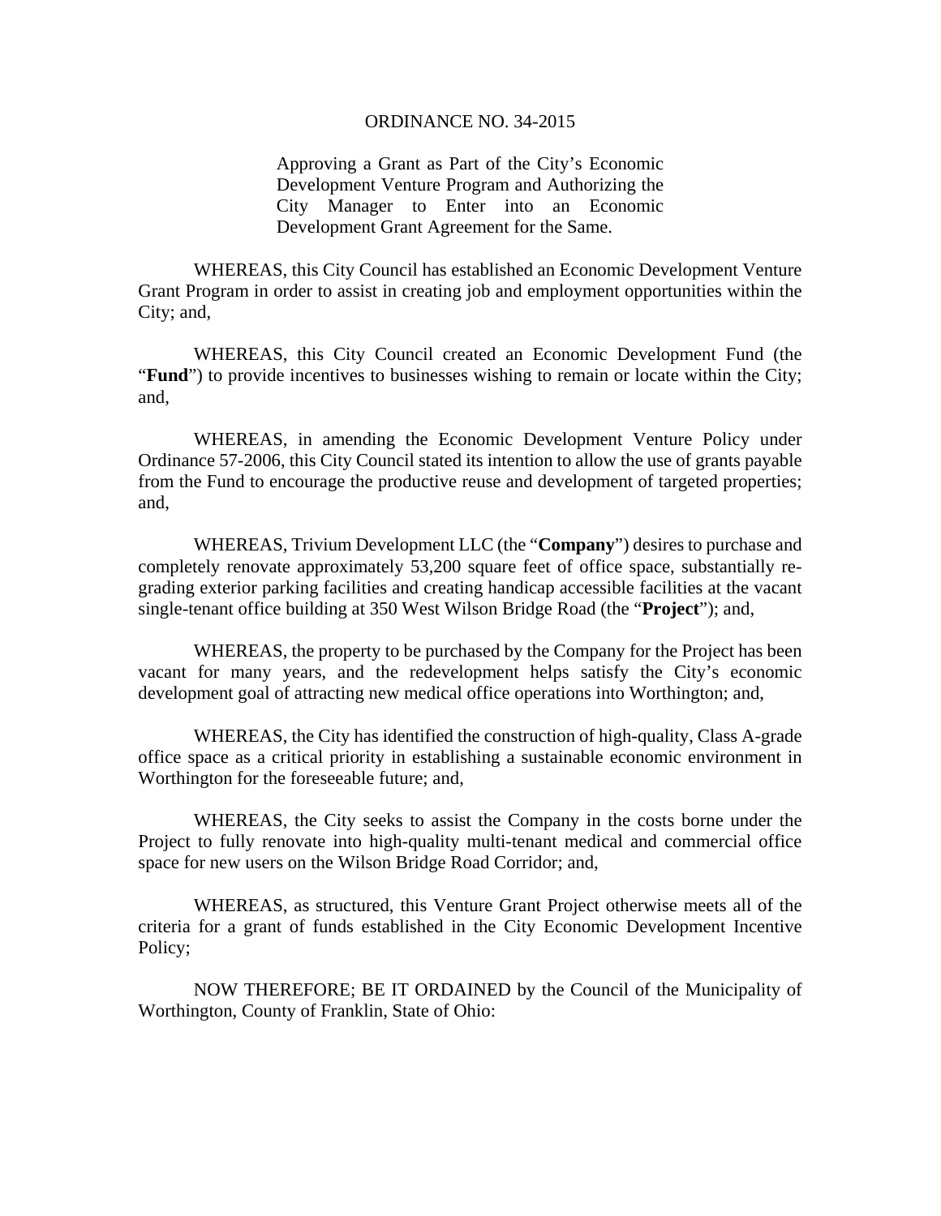# ORDINANCE NO. 34-2015

Approving a Grant as Part of the City's Economic Development Venture Program and Authorizing the City Manager to Enter into an Economic Development Grant Agreement for the Same.

WHEREAS, this City Council has established an Economic Development Venture Grant Program in order to assist in creating job and employment opportunities within the City; and,

WHEREAS, this City Council created an Economic Development Fund (the "**Fund**") to provide incentives to businesses wishing to remain or locate within the City; and,

WHEREAS, in amending the Economic Development Venture Policy under Ordinance 57-2006, this City Council stated its intention to allow the use of grants payable from the Fund to encourage the productive reuse and development of targeted properties; and,

WHEREAS, Trivium Development LLC (the "**Company**") desires to purchase and completely renovate approximately 53,200 square feet of office space, substantially re-grading exterior parking facilities and creating handicap accessible facilities at the vacant single-tenant office building at 350 West Wilson Bridge Road (the "**Project**"); and,

WHEREAS, the property to be purchased by the Company for the Project has been vacant for many years, and the redevelopment helps satisfy the City's economic development goal of attracting new medical office operations into Worthington; and,

WHEREAS, the City has identified the construction of high-quality, Class A-grade office space as a critical priority in establishing a sustainable economic environment in Worthington for the foreseeable future; and,

WHEREAS, the City seeks to assist the Company in the costs borne under the Project to fully renovate into high-quality multi-tenant medical and commercial office space for new users on the Wilson Bridge Road Corridor; and,

WHEREAS, as structured, this Venture Grant Project otherwise meets all of the criteria for a grant of funds established in the City Economic Development Incentive Policy;

NOW THEREFORE; BE IT ORDAINED by the Council of the Municipality of Worthington, County of Franklin, State of Ohio: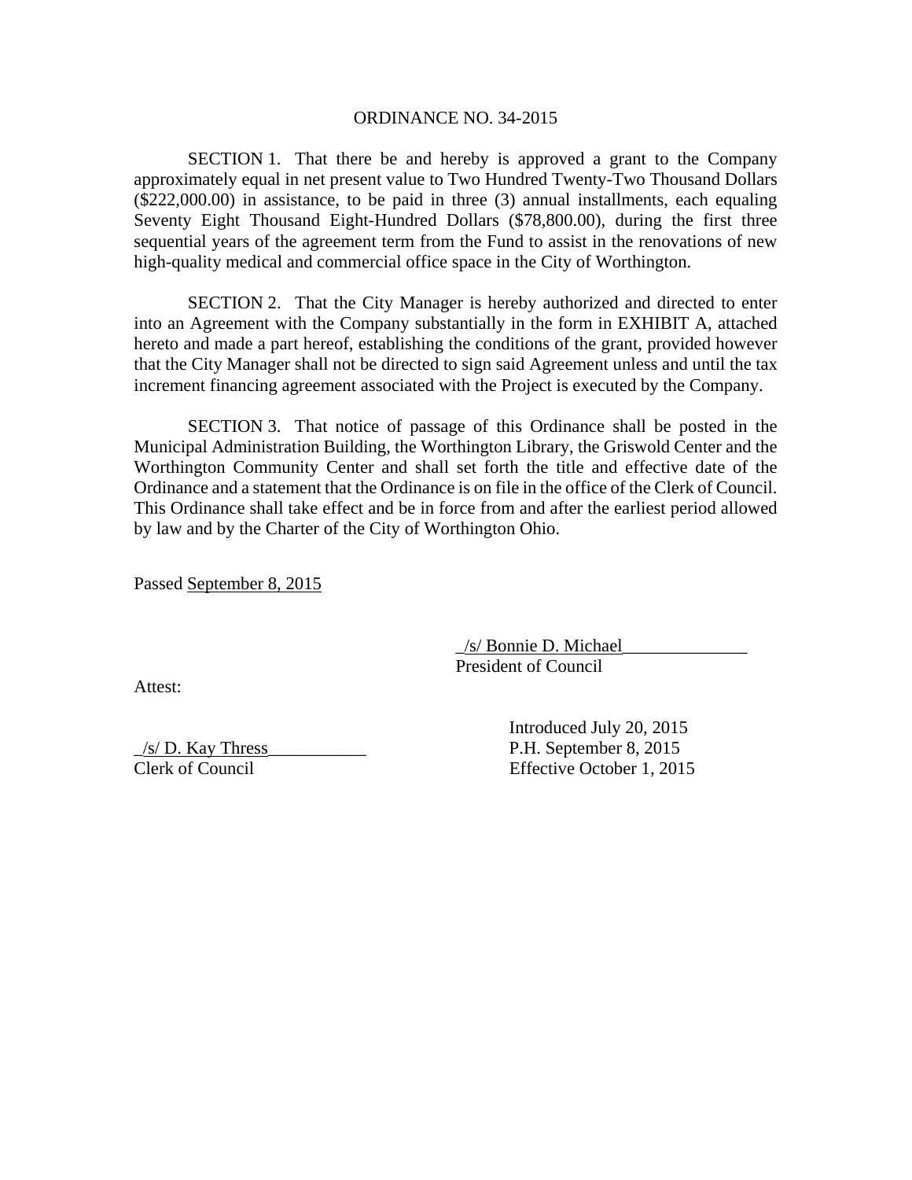ORDINANCE NO. 34-2015

SECTION 1. That there be and hereby is approved a grant to the Company approximately equal in net present value to Two Hundred Twenty-Two Thousand Dollars ($222,000.00) in assistance, to be paid in three (3) annual installments, each equaling Seventy Eight Thousand Eight-Hundred Dollars ($78,800.00), during the first three sequential years of the agreement term from the Fund to assist in the renovations of new high-quality medical and commercial office space in the City of Worthington.

SECTION 2. That the City Manager is hereby authorized and directed to enter into an Agreement with the Company substantially in the form in EXHIBIT A, attached hereto and made a part hereof, establishing the conditions of the grant, provided however that the City Manager shall not be directed to sign said Agreement unless and until the tax increment financing agreement associated with the Project is executed by the Company.

SECTION 3. That notice of passage of this Ordinance shall be posted in the Municipal Administration Building, the Worthington Library, the Griswold Center and the Worthington Community Center and shall set forth the title and effective date of the Ordinance and a statement that the Ordinance is on file in the office of the Clerk of Council. This Ordinance shall take effect and be in force from and after the earliest period allowed by law and by the Charter of the City of Worthington Ohio.

Passed September 8, 2015

_/s/ Bonnie D. Michael______________
President of Council

Attest:

_/s/ D. Kay Thress___________
Clerk of Council

Introduced July 20, 2015
P.H. September 8, 2015
Effective October 1, 2015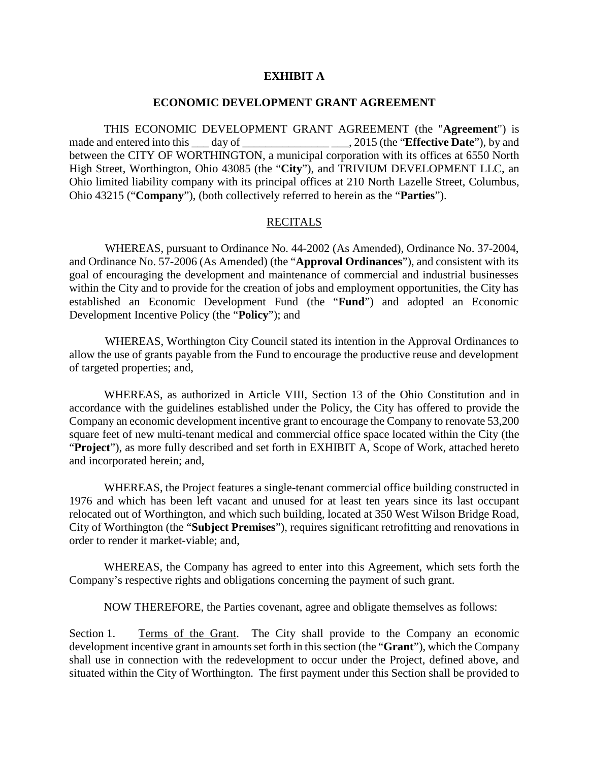**EXHIBIT A**

**ECONOMIC DEVELOPMENT GRANT AGREEMENT**

THIS ECONOMIC DEVELOPMENT GRANT AGREEMENT (the "**Agreement**") is made and entered into this ___ day of _______________ ___, 2015 (the "**Effective Date**"), by and between the CITY OF WORTHINGTON, a municipal corporation with its offices at 6550 North High Street, Worthington, Ohio 43085 (the "**City**"), and TRIVIUM DEVELOPMENT LLC, an Ohio limited liability company with its principal offices at 210 North Lazelle Street, Columbus, Ohio 43215 ("**Company**"), (both collectively referred to herein as the "**Parties**").

RECITALS

WHEREAS, pursuant to Ordinance No. 44-2002 (As Amended), Ordinance No. 37-2004, and Ordinance No. 57-2006 (As Amended) (the "**Approval Ordinances**"), and consistent with its goal of encouraging the development and maintenance of commercial and industrial businesses within the City and to provide for the creation of jobs and employment opportunities, the City has established an Economic Development Fund (the "**Fund**") and adopted an Economic Development Incentive Policy (the "**Policy**"); and

WHEREAS, Worthington City Council stated its intention in the Approval Ordinances to allow the use of grants payable from the Fund to encourage the productive reuse and development of targeted properties; and,

WHEREAS, as authorized in Article VIII, Section 13 of the Ohio Constitution and in accordance with the guidelines established under the Policy, the City has offered to provide the Company an economic development incentive grant to encourage the Company to renovate 53,200 square feet of new multi-tenant medical and commercial office space located within the City (the "**Project**"), as more fully described and set forth in EXHIBIT A, Scope of Work, attached hereto and incorporated herein; and,

WHEREAS, the Project features a single-tenant commercial office building constructed in 1976 and which has been left vacant and unused for at least ten years since its last occupant relocated out of Worthington, and which such building, located at 350 West Wilson Bridge Road, City of Worthington (the "**Subject Premises**"), requires significant retrofitting and renovations in order to render it market-viable; and,

WHEREAS, the Company has agreed to enter into this Agreement, which sets forth the Company's respective rights and obligations concerning the payment of such grant.

NOW THEREFORE, the Parties covenant, agree and obligate themselves as follows:

Section 1. Terms of the Grant. The City shall provide to the Company an economic development incentive grant in amounts set forth in this section (the "**Grant**"), which the Company shall use in connection with the redevelopment to occur under the Project, defined above, and situated within the City of Worthington. The first payment under this Section shall be provided to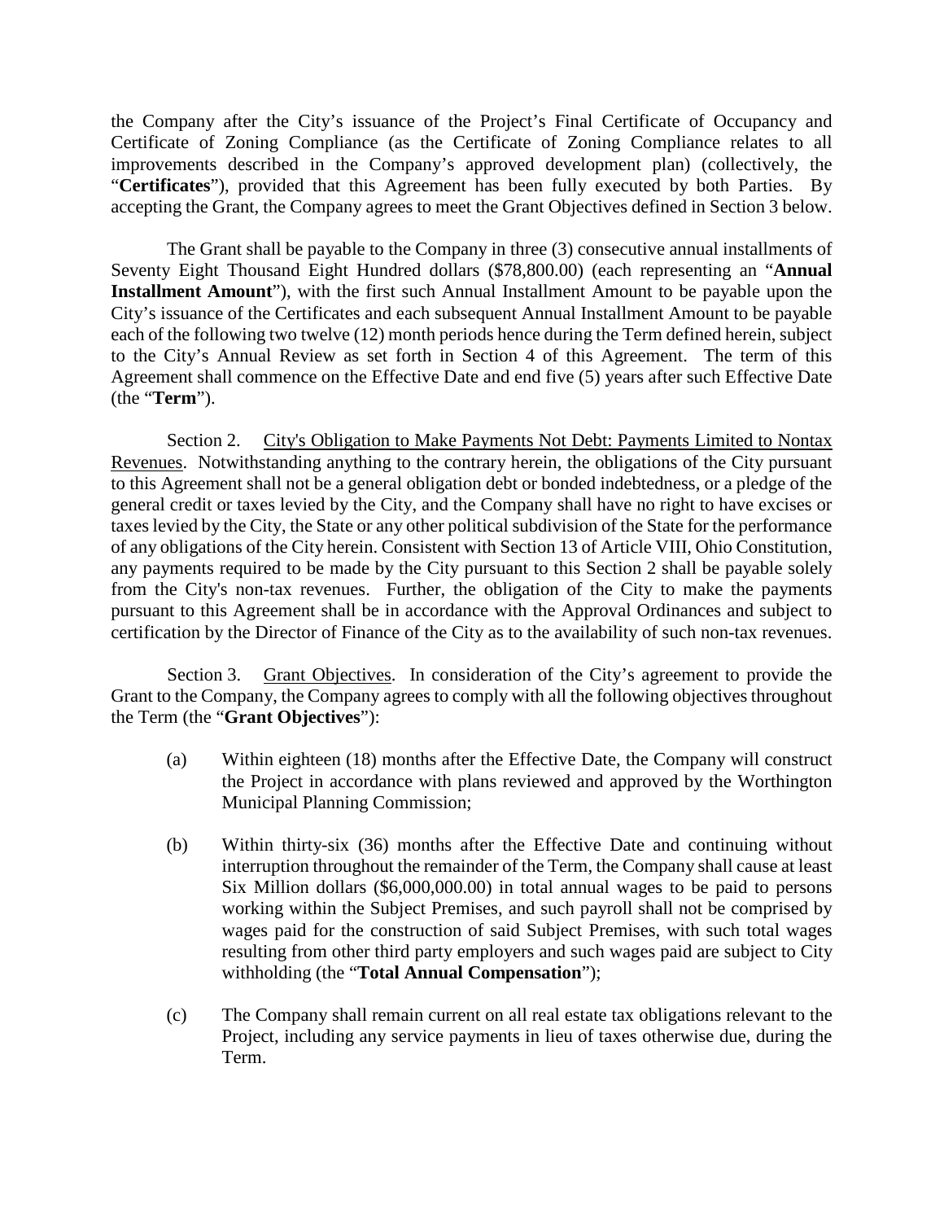the Company after the City's issuance of the Project's Final Certificate of Occupancy and Certificate of Zoning Compliance (as the Certificate of Zoning Compliance relates to all improvements described in the Company's approved development plan) (collectively, the "**Certificates**"), provided that this Agreement has been fully executed by both Parties. By accepting the Grant, the Company agrees to meet the Grant Objectives defined in Section 3 below.

The Grant shall be payable to the Company in three (3) consecutive annual installments of Seventy Eight Thousand Eight Hundred dollars ($78,800.00) (each representing an "**Annual Installment Amount**"), with the first such Annual Installment Amount to be payable upon the City's issuance of the Certificates and each subsequent Annual Installment Amount to be payable each of the following two twelve (12) month periods hence during the Term defined herein, subject to the City's Annual Review as set forth in Section 4 of this Agreement. The term of this Agreement shall commence on the Effective Date and end five (5) years after such Effective Date (the "**Term**").

Section 2. City's Obligation to Make Payments Not Debt: Payments Limited to Nontax Revenues. Notwithstanding anything to the contrary herein, the obligations of the City pursuant to this Agreement shall not be a general obligation debt or bonded indebtedness, or a pledge of the general credit or taxes levied by the City, and the Company shall have no right to have excises or taxes levied by the City, the State or any other political subdivision of the State for the performance of any obligations of the City herein. Consistent with Section 13 of Article VIII, Ohio Constitution, any payments required to be made by the City pursuant to this Section 2 shall be payable solely from the City's non-tax revenues. Further, the obligation of the City to make the payments pursuant to this Agreement shall be in accordance with the Approval Ordinances and subject to certification by the Director of Finance of the City as to the availability of such non-tax revenues.

Section 3. Grant Objectives. In consideration of the City's agreement to provide the Grant to the Company, the Company agrees to comply with all the following objectives throughout the Term (the "**Grant Objectives**"):

(a) Within eighteen (18) months after the Effective Date, the Company will construct the Project in accordance with plans reviewed and approved by the Worthington Municipal Planning Commission;

(b) Within thirty-six (36) months after the Effective Date and continuing without interruption throughout the remainder of the Term, the Company shall cause at least Six Million dollars ($6,000,000.00) in total annual wages to be paid to persons working within the Subject Premises, and such payroll shall not be comprised by wages paid for the construction of said Subject Premises, with such total wages resulting from other third party employers and such wages paid are subject to City withholding (the "**Total Annual Compensation**");

(c) The Company shall remain current on all real estate tax obligations relevant to the Project, including any service payments in lieu of taxes otherwise due, during the Term.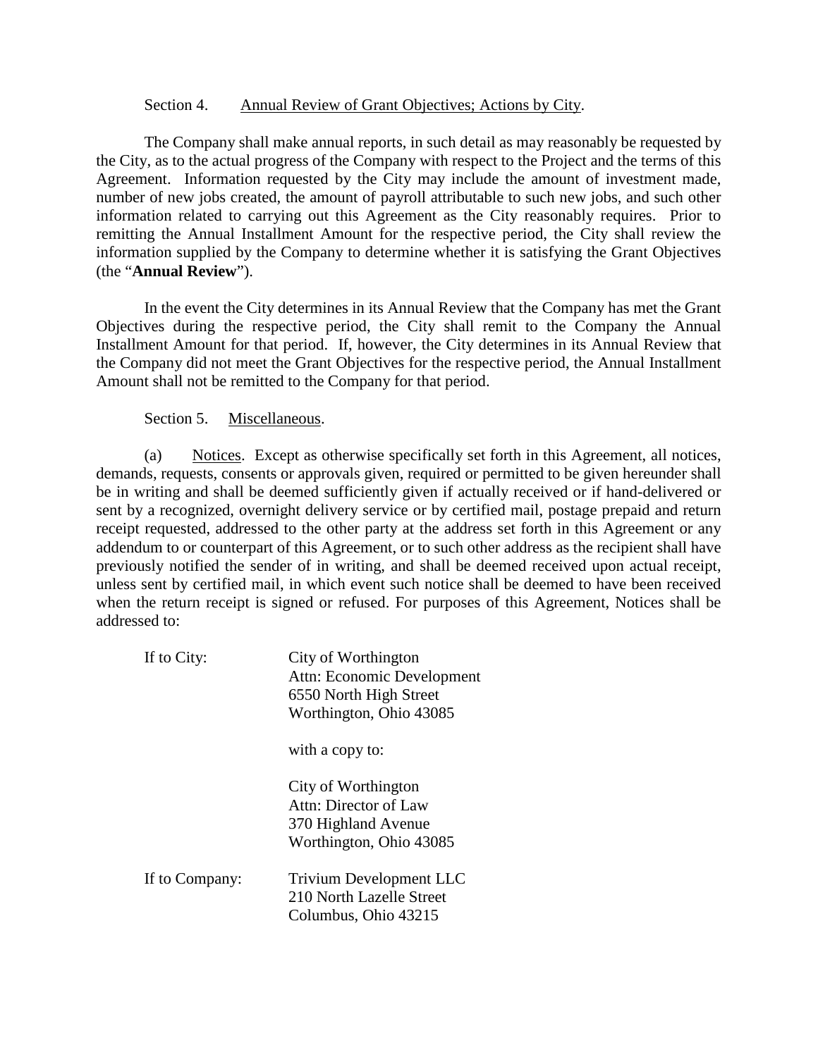Section 4. Annual Review of Grant Objectives; Actions by City.

The Company shall make annual reports, in such detail as may reasonably be requested by the City, as to the actual progress of the Company with respect to the Project and the terms of this Agreement. Information requested by the City may include the amount of investment made, number of new jobs created, the amount of payroll attributable to such new jobs, and such other information related to carrying out this Agreement as the City reasonably requires. Prior to remitting the Annual Installment Amount for the respective period, the City shall review the information supplied by the Company to determine whether it is satisfying the Grant Objectives (the "**Annual Review**").

In the event the City determines in its Annual Review that the Company has met the Grant Objectives during the respective period, the City shall remit to the Company the Annual Installment Amount for that period. If, however, the City determines in its Annual Review that the Company did not meet the Grant Objectives for the respective period, the Annual Installment Amount shall not be remitted to the Company for that period.

Section 5. Miscellaneous.

(a) Notices. Except as otherwise specifically set forth in this Agreement, all notices, demands, requests, consents or approvals given, required or permitted to be given hereunder shall be in writing and shall be deemed sufficiently given if actually received or if hand-delivered or sent by a recognized, overnight delivery service or by certified mail, postage prepaid and return receipt requested, addressed to the other party at the address set forth in this Agreement or any addendum to or counterpart of this Agreement, or to such other address as the recipient shall have previously notified the sender of in writing, and shall be deemed received upon actual receipt, unless sent by certified mail, in which event such notice shall be deemed to have been received when the return receipt is signed or refused. For purposes of this Agreement, Notices shall be addressed to:

If to City:

City of Worthington
Attn: Economic Development
6550 North High Street
Worthington, Ohio 43085

with a copy to:

City of Worthington
Attn: Director of Law
370 Highland Avenue
Worthington, Ohio 43085

If to Company:

Trivium Development LLC
210 North Lazelle Street
Columbus, Ohio 43215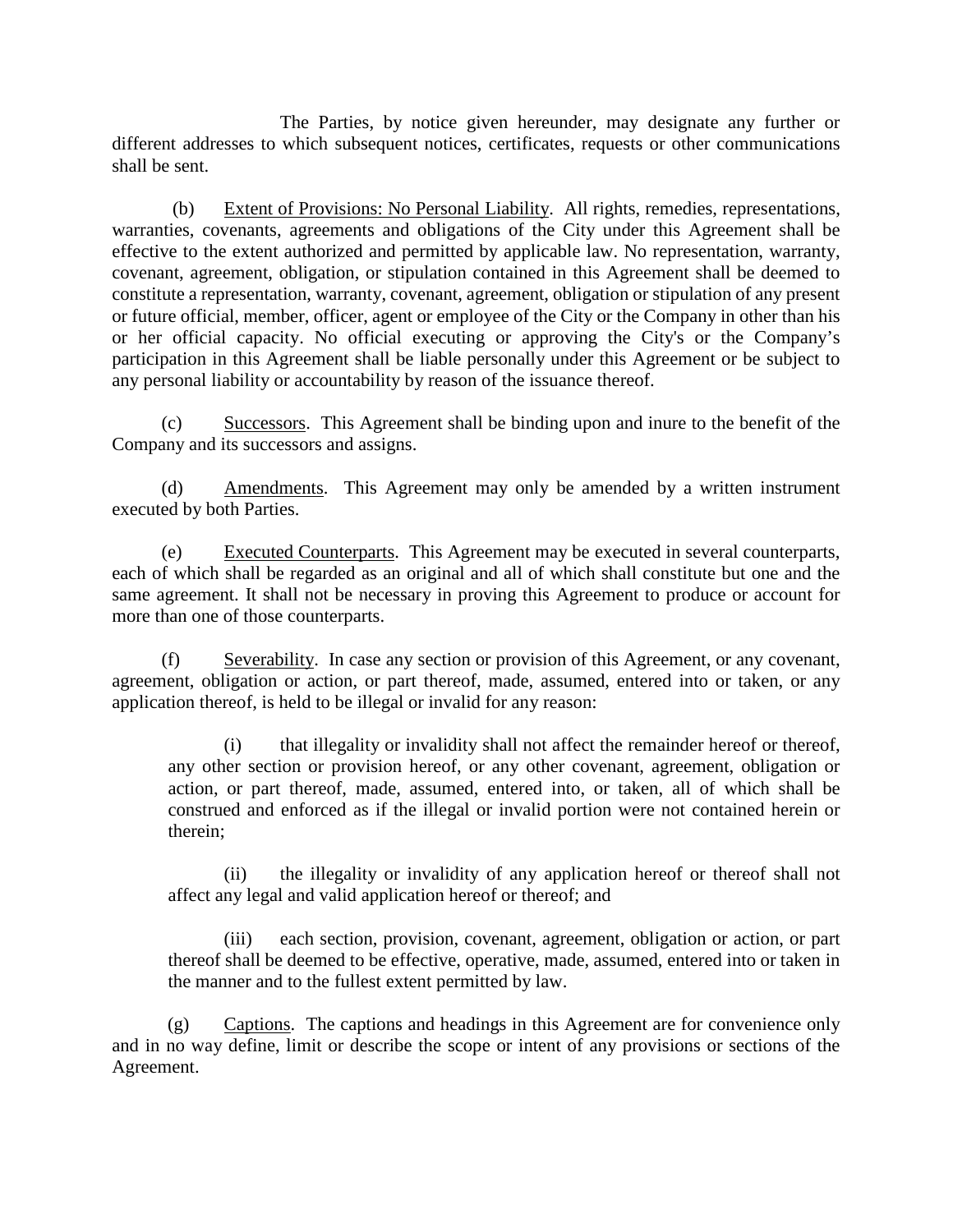The Parties, by notice given hereunder, may designate any further or different addresses to which subsequent notices, certificates, requests or other communications shall be sent.

(b) Extent of Provisions: No Personal Liability. All rights, remedies, representations, warranties, covenants, agreements and obligations of the City under this Agreement shall be effective to the extent authorized and permitted by applicable law. No representation, warranty, covenant, agreement, obligation, or stipulation contained in this Agreement shall be deemed to constitute a representation, warranty, covenant, agreement, obligation or stipulation of any present or future official, member, officer, agent or employee of the City or the Company in other than his or her official capacity. No official executing or approving the City's or the Company's participation in this Agreement shall be liable personally under this Agreement or be subject to any personal liability or accountability by reason of the issuance thereof.

(c) Successors. This Agreement shall be binding upon and inure to the benefit of the Company and its successors and assigns.

(d) Amendments. This Agreement may only be amended by a written instrument executed by both Parties.

(e) Executed Counterparts. This Agreement may be executed in several counterparts, each of which shall be regarded as an original and all of which shall constitute but one and the same agreement. It shall not be necessary in proving this Agreement to produce or account for more than one of those counterparts.

(f) Severability. In case any section or provision of this Agreement, or any covenant, agreement, obligation or action, or part thereof, made, assumed, entered into or taken, or any application thereof, is held to be illegal or invalid for any reason:

(i) that illegality or invalidity shall not affect the remainder hereof or thereof, any other section or provision hereof, or any other covenant, agreement, obligation or action, or part thereof, made, assumed, entered into, or taken, all of which shall be construed and enforced as if the illegal or invalid portion were not contained herein or therein;

(ii) the illegality or invalidity of any application hereof or thereof shall not affect any legal and valid application hereof or thereof; and

(iii) each section, provision, covenant, agreement, obligation or action, or part thereof shall be deemed to be effective, operative, made, assumed, entered into or taken in the manner and to the fullest extent permitted by law.

(g) Captions. The captions and headings in this Agreement are for convenience only and in no way define, limit or describe the scope or intent of any provisions or sections of the Agreement.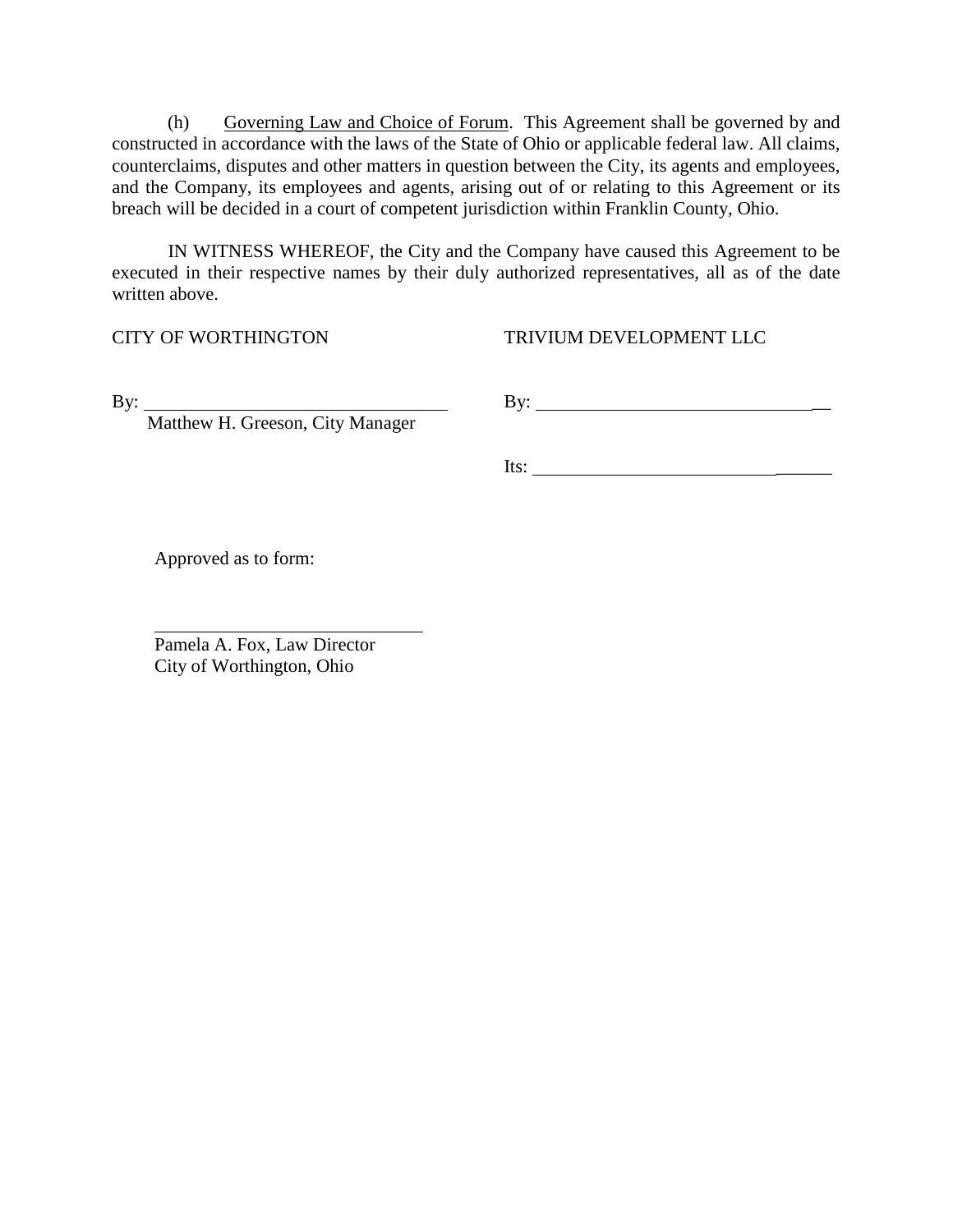(h) <u>Governing Law and Choice of Forum</u>. This Agreement shall be governed by and constructed in accordance with the laws of the State of Ohio or applicable federal law. All claims, counterclaims, disputes and other matters in question between the City, its agents and employees, and the Company, its employees and agents, arising out of or relating to this Agreement or its breach will be decided in a court of competent jurisdiction within Franklin County, Ohio.

IN WITNESS WHEREOF, the City and the Company have caused this Agreement to be executed in their respective names by their duly authorized representatives, all as of the date written above.

CITY OF WORTHINGTON

By: ________________________________
Matthew H. Greeson, City Manager

TRIVIUM DEVELOPMENT LLC

By: ________________________________

Its: ________________________________

Approved as to form:

________________________________
Pamela A. Fox, Law Director
City of Worthington, Ohio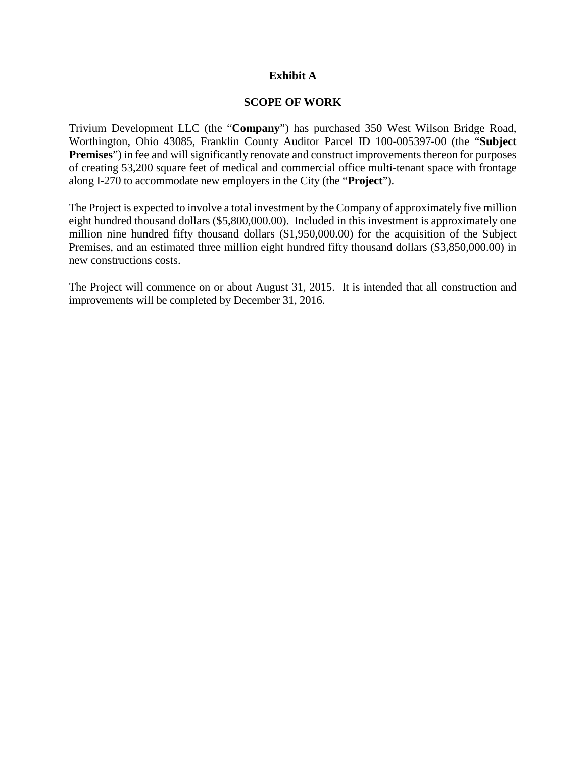## Exhibit A

## SCOPE OF WORK

Trivium Development LLC (the "**Company**") has purchased 350 West Wilson Bridge Road, Worthington, Ohio 43085, Franklin County Auditor Parcel ID 100-005397-00 (the "**Subject Premises**") in fee and will significantly renovate and construct improvements thereon for purposes of creating 53,200 square feet of medical and commercial office multi-tenant space with frontage along I-270 to accommodate new employers in the City (the "**Project**").

The Project is expected to involve a total investment by the Company of approximately five million eight hundred thousand dollars ($5,800,000.00). Included in this investment is approximately one million nine hundred fifty thousand dollars ($1,950,000.00) for the acquisition of the Subject Premises, and an estimated three million eight hundred fifty thousand dollars ($3,850,000.00) in new constructions costs.

The Project will commence on or about August 31, 2015. It is intended that all construction and improvements will be completed by December 31, 2016.